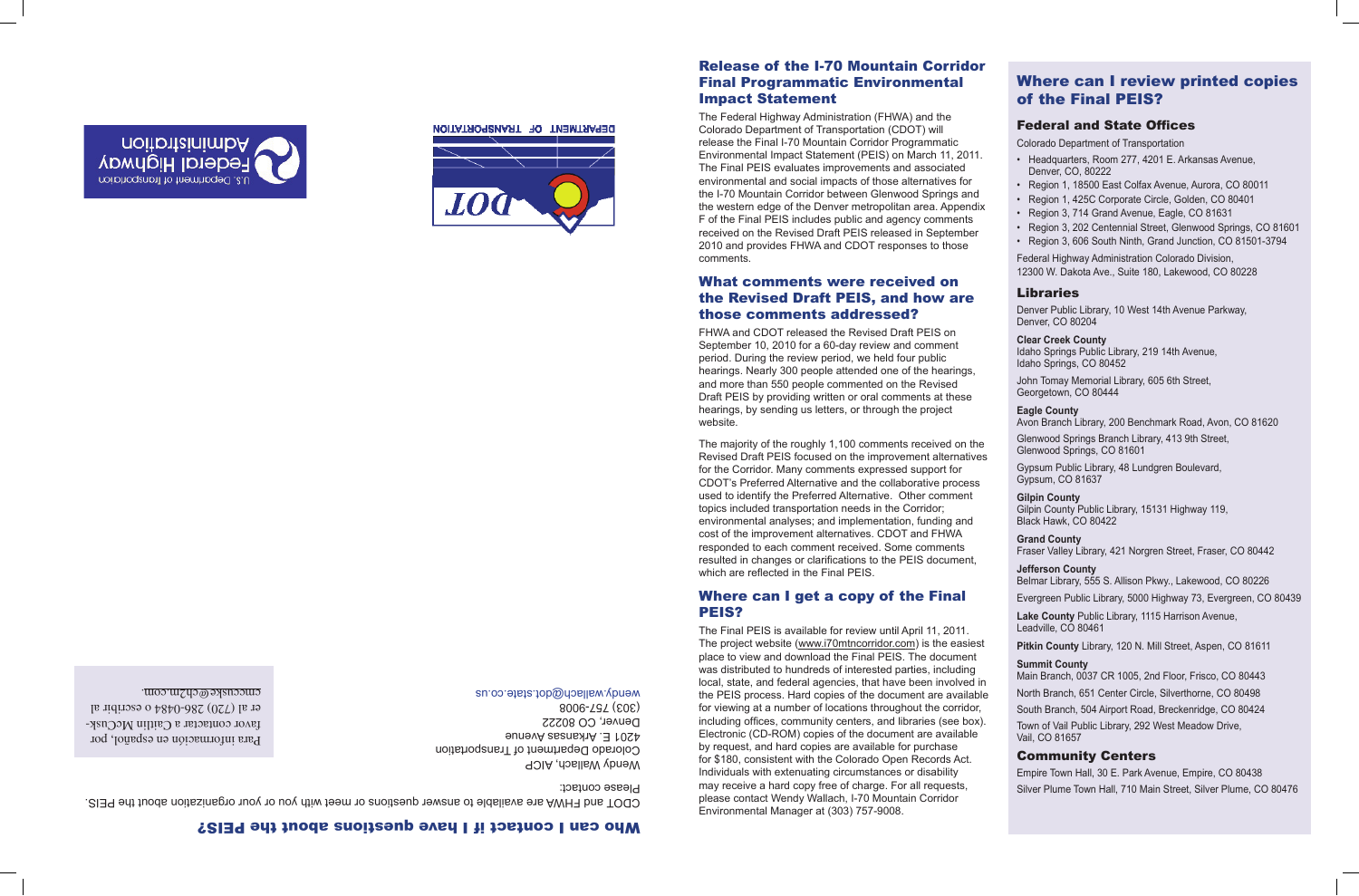## Who can I contact if I have questions about the PEIS?

CDOT and FHWA are available to answer questions or meet with you or your organization about the PEIS.

Please contact:

Wendy Wallach, AICP
Colorado Department of Transportation
4201 E. Arkansas Avenue
Denver, CO 80222
(303) 757-9008
wendy.wallach@dot.state.co.us

Para información en español, por favor contactar a Caitlin McCusker al (720) 286-0484 o escribir al cmccuske@ch2m.com.

U.S. Department of Transportation
Federal Highway Administration

DEPARTMENT OF TRANSPORTATION

## Release of the I-70 Mountain Corridor Final Programmatic Environmental Impact Statement

The Federal Highway Administration (FHWA) and the Colorado Department of Transportation (CDOT) will release the Final I-70 Mountain Corridor Programmatic Environmental Impact Statement (PEIS) on March 11, 2011. The Final PEIS evaluates improvements and associated environmental and social impacts of those alternatives for the I-70 Mountain Corridor between Glenwood Springs and the western edge of the Denver metropolitan area. Appendix F of the Final PEIS includes public and agency comments received on the Revised Draft PEIS released in September 2010 and provides FHWA and CDOT responses to those comments.

## What comments were received on the Revised Draft PEIS, and how are those comments addressed?

FHWA and CDOT released the Revised Draft PEIS on September 10, 2010 for a 60-day review and comment period. During the review period, we held four public hearings. Nearly 300 people attended one of the hearings, and more than 550 people commented on the Revised Draft PEIS by providing written or oral comments at these hearings, by sending us letters, or through the project website.

The majority of the roughly 1,100 comments received on the Revised Draft PEIS focused on the improvement alternatives for the Corridor. Many comments expressed support for CDOT's Preferred Alternative and the collaborative process used to identify the Preferred Alternative. Other comment topics included transportation needs in the Corridor; environmental analyses; and implementation, funding and cost of the improvement alternatives. CDOT and FHWA responded to each comment received. Some comments resulted in changes or clarifications to the PEIS document, which are reflected in the Final PEIS.

## Where can I get a copy of the Final PEIS?

The Final PEIS is available for review until April 11, 2011. The project website (www.i70mtncorridor.com) is the easiest place to view and download the Final PEIS. The document was distributed to hundreds of interested parties, including local, state, and federal agencies, that have been involved in the PEIS process. Hard copies of the document are available for viewing at a number of locations throughout the corridor, including offices, community centers, and libraries (see box). Electronic (CD-ROM) copies of the document are available by request, and hard copies are available for purchase for $180, consistent with the Colorado Open Records Act. Individuals with extenuating circumstances or disability may receive a hard copy free of charge. For all requests, please contact Wendy Wallach, I-70 Mountain Corridor Environmental Manager at (303) 757-9008.

## Where can I review printed copies of the Final PEIS?

### Federal and State Offices

Colorado Department of Transportation

- Headquarters, Room 277, 4201 E. Arkansas Avenue, Denver, CO, 80222
- Region 1, 18500 East Colfax Avenue, Aurora, CO 80011
- Region 1, 425C Corporate Circle, Golden, CO 80401
- Region 3, 714 Grand Avenue, Eagle, CO 81631
- Region 3, 202 Centennial Street, Glenwood Springs, CO 81601
- Region 3, 606 South Ninth, Grand Junction, CO 81501-3794

Federal Highway Administration Colorado Division, 12300 W. Dakota Ave., Suite 180, Lakewood, CO 80228

### Libraries

Denver Public Library, 10 West 14th Avenue Parkway, Denver, CO 80204

**Clear Creek County**
Idaho Springs Public Library, 219 14th Avenue, Idaho Springs, CO 80452

John Tomay Memorial Library, 605 6th Street, Georgetown, CO 80444

**Eagle County**
Avon Branch Library, 200 Benchmark Road, Avon, CO 81620

Glenwood Springs Branch Library, 413 9th Street, Glenwood Springs, CO 81601

Gypsum Public Library, 48 Lundgren Boulevard, Gypsum, CO 81637

**Gilpin County**
Gilpin County Public Library, 15131 Highway 119, Black Hawk, CO 80422

**Grand County**
Fraser Valley Library, 421 Norgren Street, Fraser, CO 80442

**Jefferson County**
Belmar Library, 555 S. Allison Pkwy., Lakewood, CO 80226

Evergreen Public Library, 5000 Highway 73, Evergreen, CO 80439

**Lake County** Public Library, 1115 Harrison Avenue, Leadville, CO 80461

**Pitkin County** Library, 120 N. Mill Street, Aspen, CO 81611

**Summit County**
Main Branch, 0037 CR 1005, 2nd Floor, Frisco, CO 80443

North Branch, 651 Center Circle, Silverthorne, CO 80498

South Branch, 504 Airport Road, Breckenridge, CO 80424

Town of Vail Public Library, 292 West Meadow Drive, Vail, CO 81657

### Community Centers

Empire Town Hall, 30 E. Park Avenue, Empire, CO 80438

Silver Plume Town Hall, 710 Main Street, Silver Plume, CO 80476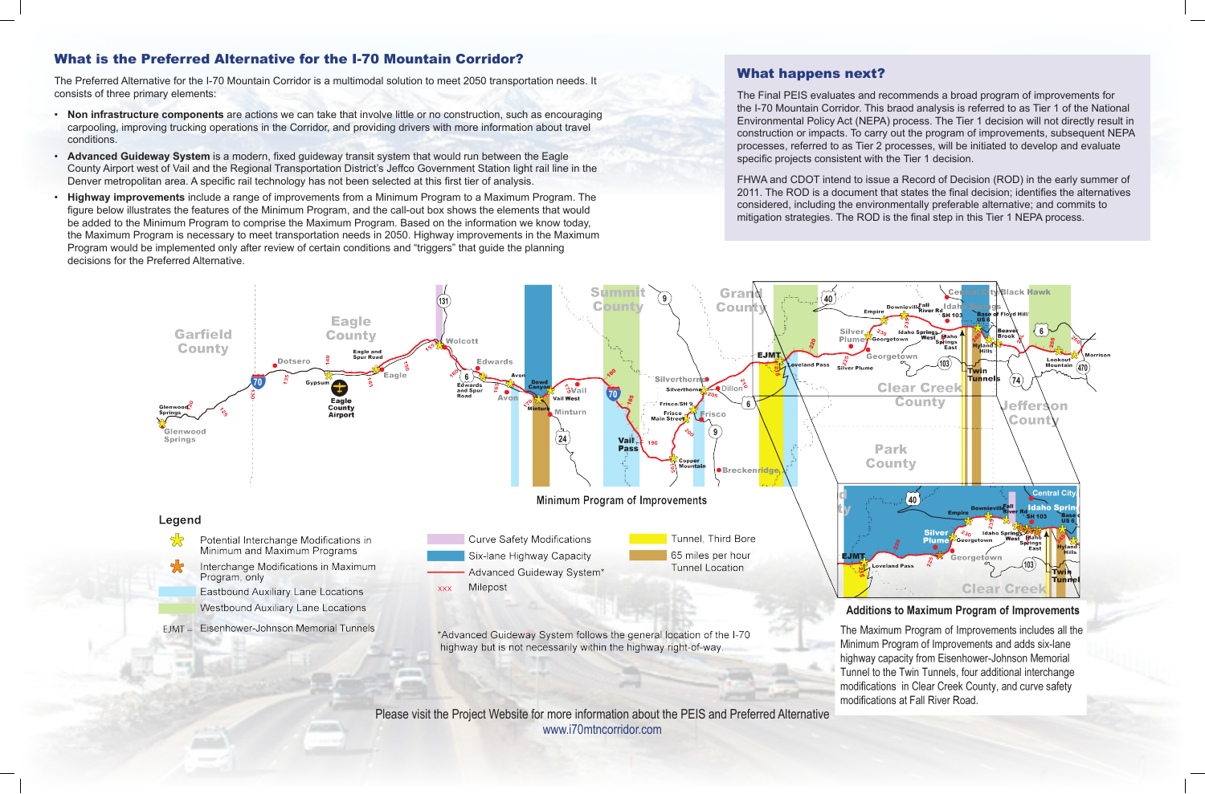## What is the Preferred Alternative for the I-70 Mountain Corridor?

The Preferred Alternative for the I-70 Mountain Corridor is a multimodal solution to meet 2050 transportation needs. It consists of three primary elements:

- **Non infrastructure components** are actions we can take that involve little or no construction, such as encouraging carpooling, improving trucking operations in the Corridor, and providing drivers with more information about travel conditions.
- **Advanced Guideway System** is a modern, fixed guideway transit system that would run between the Eagle County Airport west of Vail and the Regional Transportation District's Jeffco Government Station light rail line in the Denver metropolitan area. A specific rail technology has not been selected at this first tier of analysis.
- **Highway improvements** include a range of improvements from a Minimum Program to a Maximum Program. The figure below illustrates the features of the Minimum Program, and the call-out box shows the elements that would be added to the Minimum Program to comprise the Maximum Program. Based on the information we know today, the Maximum Program is necessary to meet transportation needs in 2050. Highway improvements in the Maximum Program would be implemented only after review of certain conditions and "triggers" that guide the planning decisions for the Preferred Alternative.

## What happens next?

The Final PEIS evaluates and recommends a broad program of improvements for the I-70 Mountain Corridor. This braod analysis is referred to as Tier 1 of the National Environmental Policy Act (NEPA) process. The Tier 1 decision will not directly result in construction or impacts. To carry out the program of improvements, subsequent NEPA processes, referred to as Tier 2 processes, will be initiated to develop and evaluate specific projects consistent with the Tier 1 decision.

FHWA and CDOT intend to issue a Record of Decision (ROD) in the early summer of 2011. The ROD is a document that states the final decision; identifies the alternatives considered, including the environmentally preferable alternative; and commits to mitigation strategies. The ROD is the final step in this Tier 1 NEPA process.

Minimum Program of Improvements

**Legend**

- Potential Interchange Modifications in Minimum and Maximum Programs
- Interchange Modifications in Maximum Program, only
- Eastbound Auxiliary Lane Locations
- Westbound Auxiliary Lane Locations
- EJMT = Eisenhower-Johnson Memorial Tunnels
- Curve Safety Modifications
- Six-lane Highway Capacity
- Advanced Guideway System*
- xxx Milepost
- Tunnel, Third Bore
- 65 miles per hour Tunnel Location

*Advanced Guideway System follows the general location of the I-70 highway but is not necessarily within the highway right-of-way.

### Additions to Maximum Program of Improvements

The Maximum Program of Improvements includes all the Minimum Program of Improvements and adds six-lane highway capacity from Eisenhower-Johnson Memorial Tunnel to the Twin Tunnels, four additional interchange modifications in Clear Creek County, and curve safety modifications at Fall River Road.

Please visit the Project Website for more information about the PEIS and Preferred Alternative
www.i70mtncorridor.com